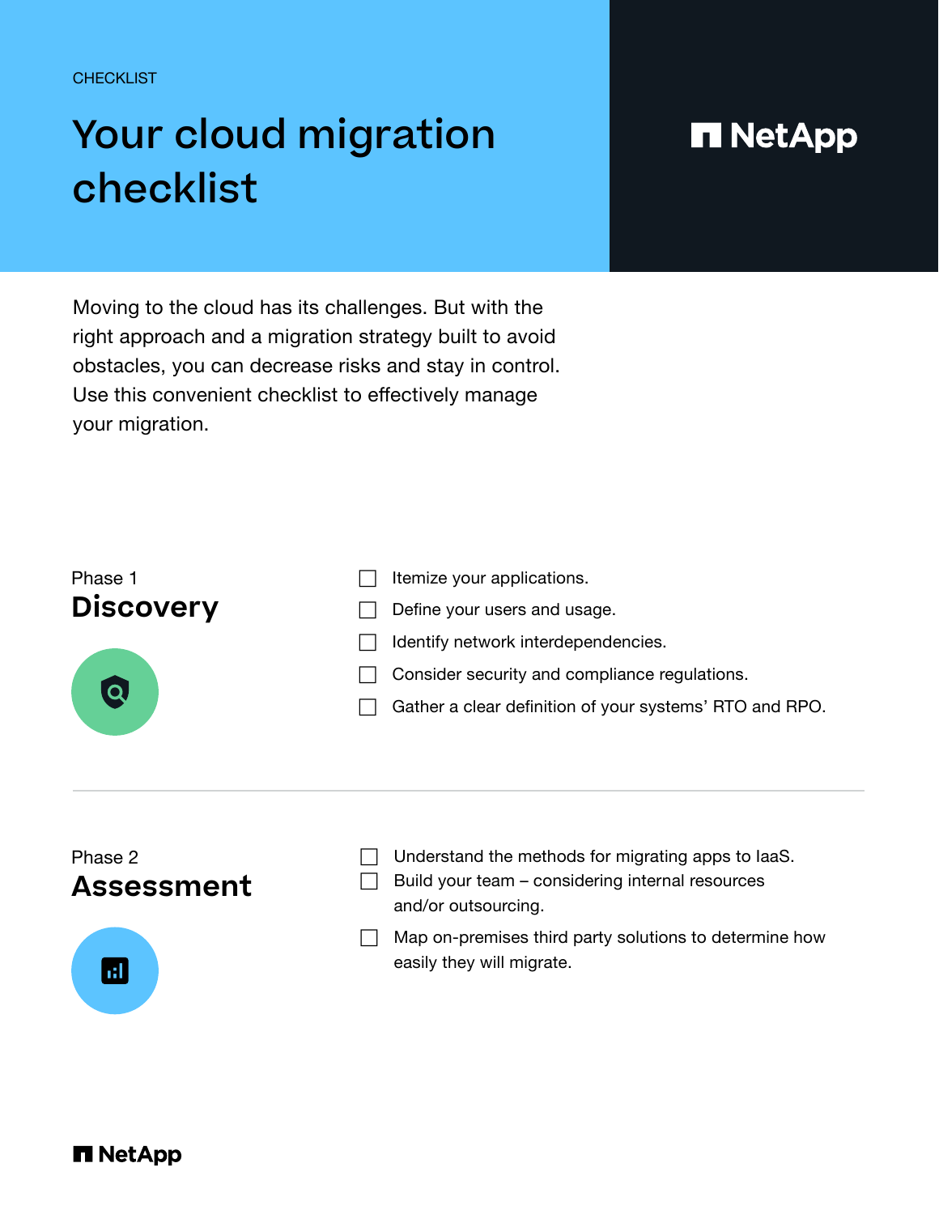CHECKLIST

# Your cloud migration checklist

NetApp

Moving to the cloud has its challenges. But with the right approach and a migration strategy built to avoid obstacles, you can decrease risks and stay in control. Use this convenient checklist to effectively manage your migration.

Phase 1

## Discovery

- ☐ Itemize your applications.
- ☐ Define your users and usage.
- ☐ Identify network interdependencies.
- ☐ Consider security and compliance regulations.
- ☐ Gather a clear definition of your systems' RTO and RPO.

---

Phase 2

## Assessment

- ☐ Understand the methods for migrating apps to IaaS.
- ☐ Build your team – considering internal resources and/or outsourcing.
- ☐ Map on-premises third party solutions to determine how easily they will migrate.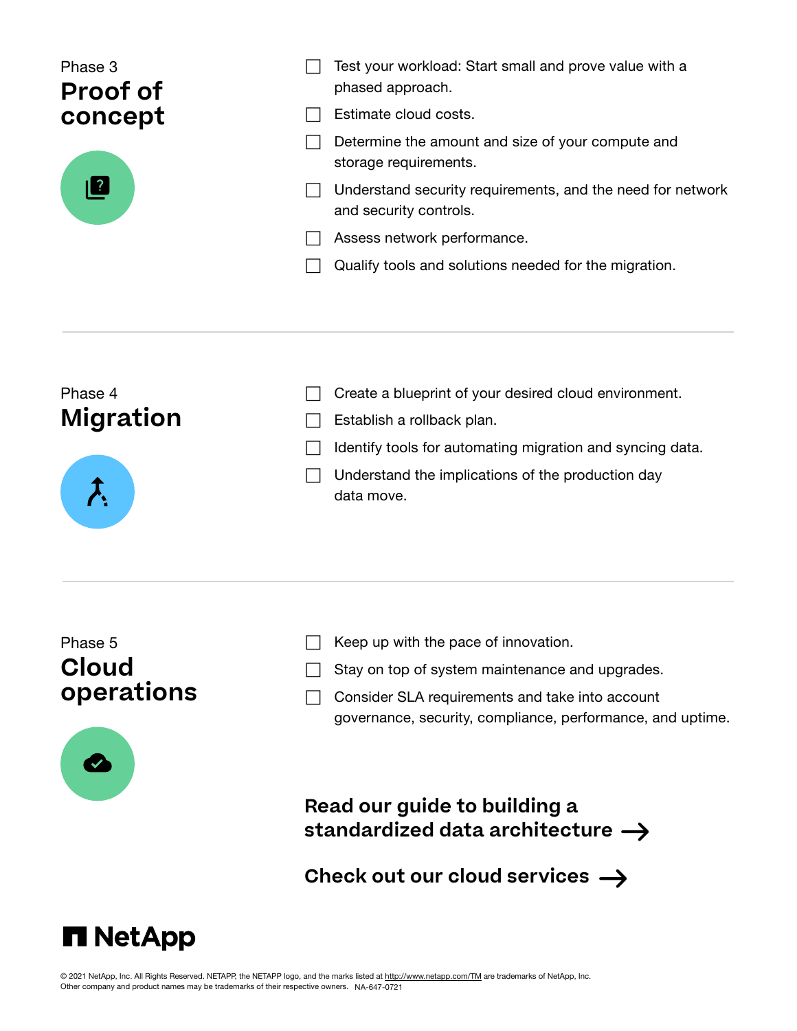Phase 3

## Proof of concept

- [ ] Test your workload: Start small and prove value with a phased approach.
- [ ] Estimate cloud costs.
- [ ] Determine the amount and size of your compute and storage requirements.
- [ ] Understand security requirements, and the need for network and security controls.
- [ ] Assess network performance.
- [ ] Qualify tools and solutions needed for the migration.

---

Phase 4

## Migration

- [ ] Create a blueprint of your desired cloud environment.
- [ ] Establish a rollback plan.
- [ ] Identify tools for automating migration and syncing data.
- [ ] Understand the implications of the production day data move.

---

Phase 5

## Cloud operations

- [ ] Keep up with the pace of innovation.
- [ ] Stay on top of system maintenance and upgrades.
- [ ] Consider SLA requirements and take into account governance, security, compliance, performance, and uptime.

**Read our guide to building a standardized data architecture →**

**Check out our cloud services →**

**NetApp**

© 2021 NetApp, Inc. All Rights Reserved. NETAPP, the NETAPP logo, and the marks listed at http://www.netapp.com/TM are trademarks of NetApp, Inc. Other company and product names may be trademarks of their respective owners. NA-647-0721